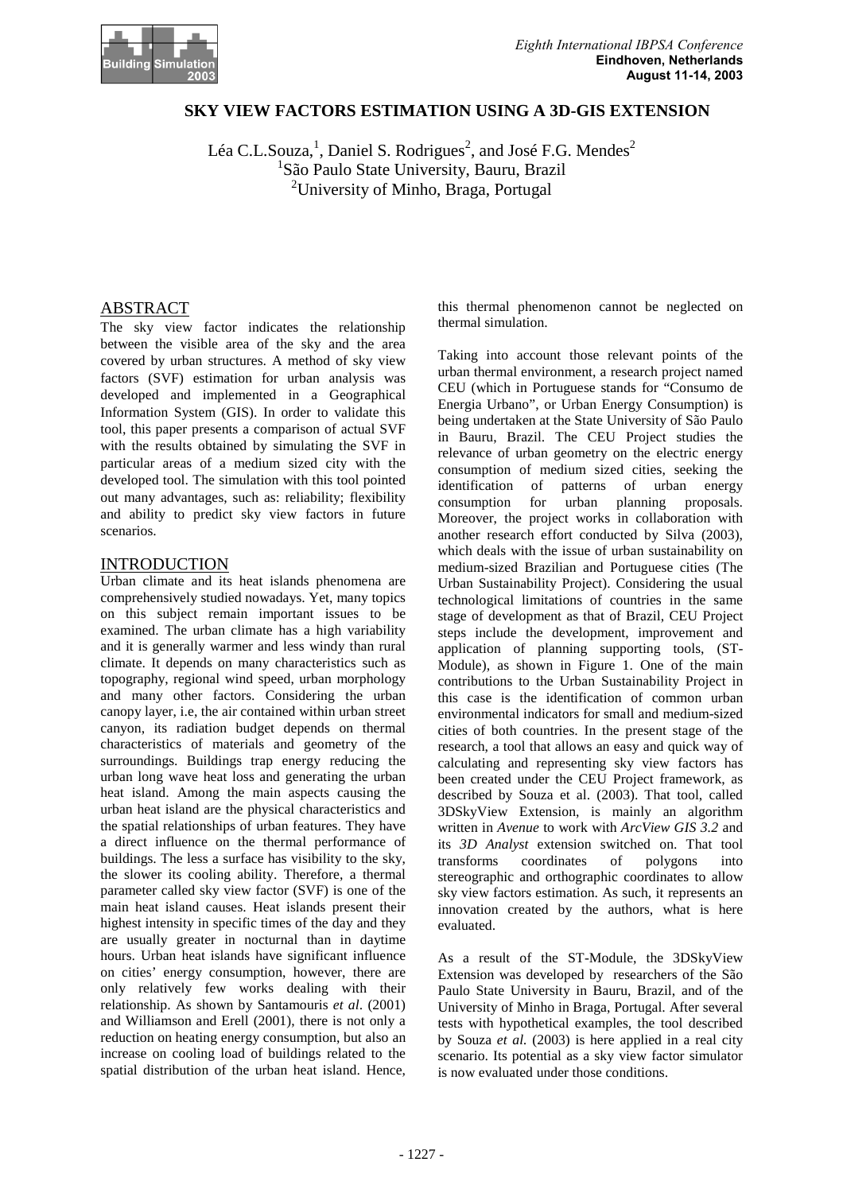# SKY VIEW FACTORS ESTIMATION USING A 3D-GIS EXTENSION

Léa C.L.Souza,[1], Daniel S. Rodrigues[2], and José F.G. Mendes[2]

[1]São Paulo State University, Bauru, Brazil

[2]University of Minho, Braga, Portugal

## ABSTRACT

The sky view factor indicates the relationship between the visible area of the sky and the area covered by urban structures. A method of sky view factors (SVF) estimation for urban analysis was developed and implemented in a Geographical Information System (GIS). In order to validate this tool, this paper presents a comparison of actual SVF with the results obtained by simulating the SVF in particular areas of a medium sized city with the developed tool. The simulation with this tool pointed out many advantages, such as: reliability; flexibility and ability to predict sky view factors in future scenarios.

## INTRODUCTION

Urban climate and its heat islands phenomena are comprehensively studied nowadays. Yet, many topics on this subject remain important issues to be examined. The urban climate has a high variability and it is generally warmer and less windy than rural climate. It depends on many characteristics such as topography, regional wind speed, urban morphology and many other factors. Considering the urban canopy layer, i.e, the air contained within urban street canyon, its radiation budget depends on thermal characteristics of materials and geometry of the surroundings. Buildings trap energy reducing the urban long wave heat loss and generating the urban heat island. Among the main aspects causing the urban heat island are the physical characteristics and the spatial relationships of urban features. They have a direct influence on the thermal performance of buildings. The less a surface has visibility to the sky, the slower its cooling ability. Therefore, a thermal parameter called sky view factor (SVF) is one of the main heat island causes. Heat islands present their highest intensity in specific times of the day and they are usually greater in nocturnal than in daytime hours. Urban heat islands have significant influence on cities' energy consumption, however, there are only relatively few works dealing with their relationship. As shown by Santamouris *et al*. (2001) and Williamson and Erell (2001), there is not only a reduction on heating energy consumption, but also an increase on cooling load of buildings related to the spatial distribution of the urban heat island. Hence, this thermal phenomenon cannot be neglected on thermal simulation.

Taking into account those relevant points of the urban thermal environment, a research project named CEU (which in Portuguese stands for "Consumo de Energia Urbano", or Urban Energy Consumption) is being undertaken at the State University of São Paulo in Bauru, Brazil. The CEU Project studies the relevance of urban geometry on the electric energy consumption of medium sized cities, seeking the identification of patterns of urban energy consumption for urban planning proposals. Moreover, the project works in collaboration with another research effort conducted by Silva (2003), which deals with the issue of urban sustainability on medium-sized Brazilian and Portuguese cities (The Urban Sustainability Project). Considering the usual technological limitations of countries in the same stage of development as that of Brazil, CEU Project steps include the development, improvement and application of planning supporting tools, (ST-Module), as shown in Figure 1. One of the main contributions to the Urban Sustainability Project in this case is the identification of common urban environmental indicators for small and medium-sized cities of both countries. In the present stage of the research, a tool that allows an easy and quick way of calculating and representing sky view factors has been created under the CEU Project framework, as described by Souza et al. (2003). That tool, called 3DSkyView Extension, is mainly an algorithm written in *Avenue* to work with *ArcView GIS 3.2* and its *3D Analyst* extension switched on. That tool transforms coordinates of polygons into stereographic and orthographic coordinates to allow sky view factors estimation. As such, it represents an innovation created by the authors, what is here evaluated.

As a result of the ST-Module, the 3DSkyView Extension was developed by researchers of the São Paulo State University in Bauru, Brazil, and of the University of Minho in Braga, Portugal. After several tests with hypothetical examples, the tool described by Souza *et al.* (2003) is here applied in a real city scenario. Its potential as a sky view factor simulator is now evaluated under those conditions.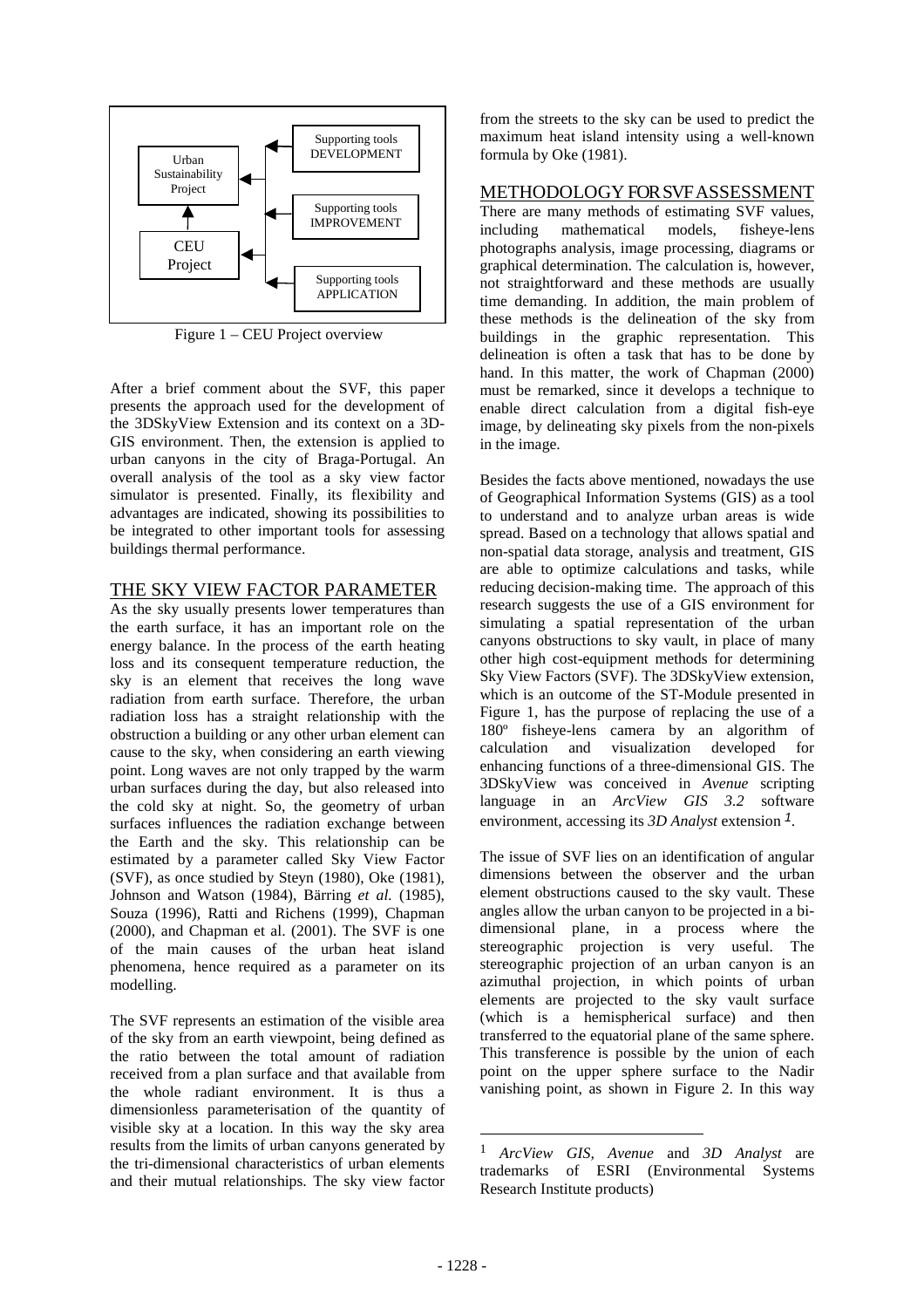Urban Sustainability Project

CEU Project

Supporting tools DEVELOPMENT

Supporting tools IMPROVEMENT

Supporting tools APPLICATION

Figure 1 – CEU Project overview

After a brief comment about the SVF, this paper presents the approach used for the development of the 3DSkyView Extension and its context on a 3D-GIS environment. Then, the extension is applied to urban canyons in the city of Braga-Portugal. An overall analysis of the tool as a sky view factor simulator is presented. Finally, its flexibility and advantages are indicated, showing its possibilities to be integrated to other important tools for assessing buildings thermal performance.

## THE SKY VIEW FACTOR PARAMETER

As the sky usually presents lower temperatures than the earth surface, it has an important role on the energy balance. In the process of the earth heating loss and its consequent temperature reduction, the sky is an element that receives the long wave radiation from earth surface. Therefore, the urban radiation loss has a straight relationship with the obstruction a building or any other urban element can cause to the sky, when considering an earth viewing point. Long waves are not only trapped by the warm urban surfaces during the day, but also released into the cold sky at night. So, the geometry of urban surfaces influences the radiation exchange between the Earth and the sky. This relationship can be estimated by a parameter called Sky View Factor (SVF), as once studied by Steyn (1980), Oke (1981), Johnson and Watson (1984), Bärring *et al.* (1985), Souza (1996), Ratti and Richens (1999), Chapman (2000), and Chapman et al. (2001). The SVF is one of the main causes of the urban heat island phenomena, hence required as a parameter on its modelling.

The SVF represents an estimation of the visible area of the sky from an earth viewpoint, being defined as the ratio between the total amount of radiation received from a plan surface and that available from the whole radiant environment. It is thus a dimensionless parameterisation of the quantity of visible sky at a location. In this way the sky area results from the limits of urban canyons generated by the tri-dimensional characteristics of urban elements and their mutual relationships. The sky view factor from the streets to the sky can be used to predict the maximum heat island intensity using a well-known formula by Oke (1981).

## METHODOLOGY FOR SVF ASSESSMENT

There are many methods of estimating SVF values, including mathematical models, fisheye-lens photographs analysis, image processing, diagrams or graphical determination. The calculation is, however, not straightforward and these methods are usually time demanding. In addition, the main problem of these methods is the delineation of the sky from buildings in the graphic representation. This delineation is often a task that has to be done by hand. In this matter, the work of Chapman (2000) must be remarked, since it develops a technique to enable direct calculation from a digital fish-eye image, by delineating sky pixels from the non-pixels in the image.

Besides the facts above mentioned, nowadays the use of Geographical Information Systems (GIS) as a tool to understand and to analyze urban areas is wide spread. Based on a technology that allows spatial and non-spatial data storage, analysis and treatment, GIS are able to optimize calculations and tasks, while reducing decision-making time. The approach of this research suggests the use of a GIS environment for simulating a spatial representation of the urban canyons obstructions to sky vault, in place of many other high cost-equipment methods for determining Sky View Factors (SVF). The 3DSkyView extension, which is an outcome of the ST-Module presented in Figure 1, has the purpose of replacing the use of a 180º fisheye-lens camera by an algorithm of calculation and visualization developed for enhancing functions of a three-dimensional GIS. The 3DSkyView was conceived in *Avenue* scripting language in an *ArcView GIS 3.2* software environment, accessing its *3D Analyst* extension [1].

The issue of SVF lies on an identification of angular dimensions between the observer and the urban element obstructions caused to the sky vault. These angles allow the urban canyon to be projected in a bi-dimensional plane, in a process where the stereographic projection is very useful. The stereographic projection of an urban canyon is an azimuthal projection, in which points of urban elements are projected to the sky vault surface (which is a hemispherical surface) and then transferred to the equatorial plane of the same sphere. This transference is possible by the union of each point on the upper sphere surface to the Nadir vanishing point, as shown in Figure 2. In this way

[1] *ArcView GIS, Avenue* and *3D Analyst* are trademarks of ESRI (Environmental Systems Research Institute products)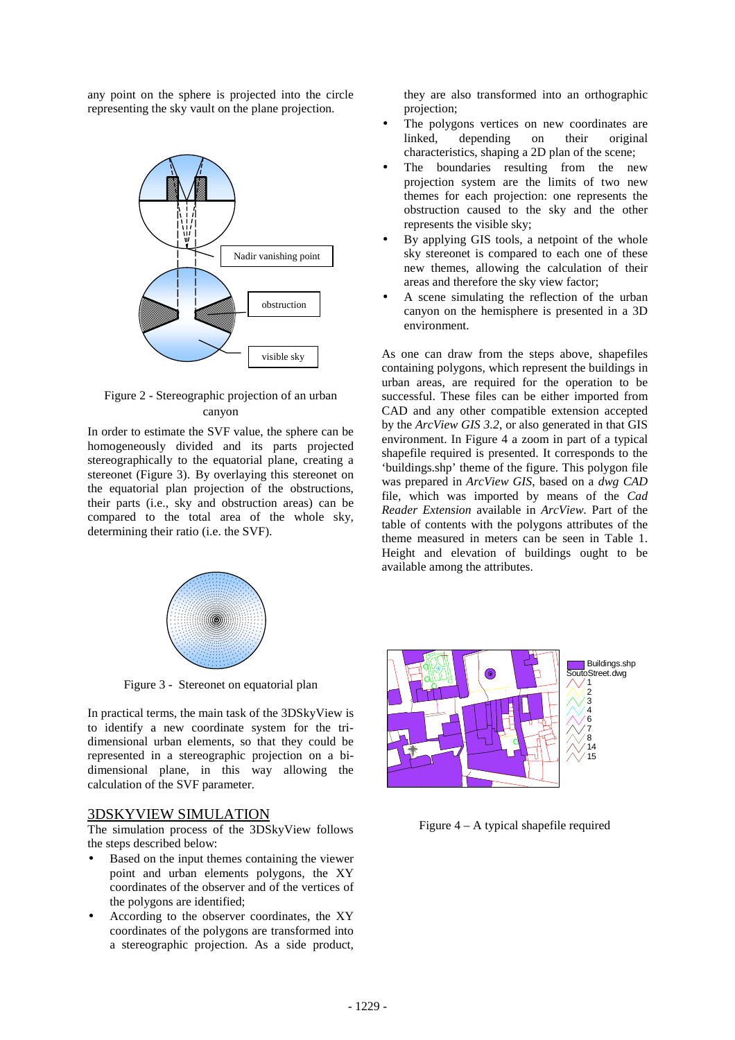any point on the sphere is projected into the circle representing the sky vault on the plane projection.

Figure 2 - Stereographic projection of an urban canyon

In order to estimate the SVF value, the sphere can be homogeneously divided and its parts projected stereographically to the equatorial plane, creating a stereonet (Figure 3). By overlaying this stereonet on the equatorial plan projection of the obstructions, their parts (i.e., sky and obstruction areas) can be compared to the total area of the whole sky, determining their ratio (i.e. the SVF).

Figure 3 - Stereonet on equatorial plan

In practical terms, the main task of the 3DSkyView is to identify a new coordinate system for the tri-dimensional urban elements, so that they could be represented in a stereographic projection on a bi-dimensional plane, in this way allowing the calculation of the SVF parameter.

## 3DSKYVIEW SIMULATION

The simulation process of the 3DSkyView follows the steps described below:

- Based on the input themes containing the viewer point and urban elements polygons, the XY coordinates of the observer and of the vertices of the polygons are identified;
- According to the observer coordinates, the XY coordinates of the polygons are transformed into a stereographic projection. As a side product, they are also transformed into an orthographic projection;
- The polygons vertices on new coordinates are linked, depending on their original characteristics, shaping a 2D plan of the scene;
- The boundaries resulting from the new projection system are the limits of two new themes for each projection: one represents the obstruction caused to the sky and the other represents the visible sky;
- By applying GIS tools, a netpoint of the whole sky stereonet is compared to each one of these new themes, allowing the calculation of their areas and therefore the sky view factor;
- A scene simulating the reflection of the urban canyon on the hemisphere is presented in a 3D environment.

As one can draw from the steps above, shapefiles containing polygons, which represent the buildings in urban areas, are required for the operation to be successful. These files can be either imported from CAD and any other compatible extension accepted by the *ArcView GIS 3.2*, or also generated in that GIS environment. In Figure 4 a zoom in part of a typical shapefile required is presented. It corresponds to the 'buildings.shp' theme of the figure. This polygon file was prepared in *ArcView GIS*, based on a *dwg CAD* file, which was imported by means of the *Cad Reader Extension* available in *ArcView*. Part of the table of contents with the polygons attributes of the theme measured in meters can be seen in Table 1. Height and elevation of buildings ought to be available among the attributes.

Figure 4 – A typical shapefile required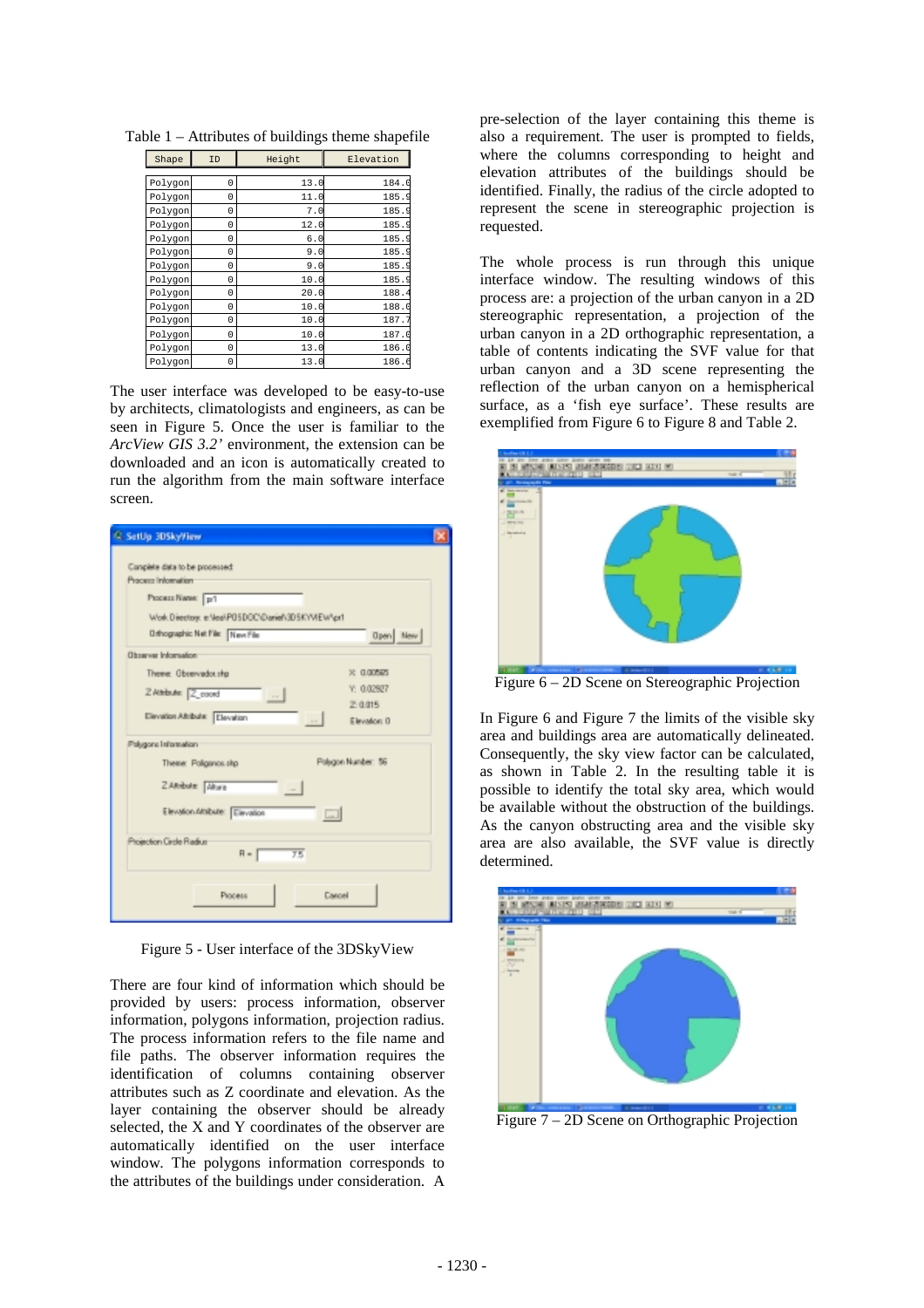Table 1 – Attributes of buildings theme shapefile

| Shape | ID | Height | Elevation |
|---|---|---|---|
| Polygon | 0 | 13.0 | 184.6 |
| Polygon | 0 | 11.0 | 185.9 |
| Polygon | 0 | 7.0 | 185.9 |
| Polygon | 0 | 12.0 | 185.9 |
| Polygon | 0 | 6.0 | 185.9 |
| Polygon | 0 | 9.0 | 185.9 |
| Polygon | 0 | 9.0 | 185.9 |
| Polygon | 0 | 10.0 | 185.9 |
| Polygon | 0 | 20.0 | 188.4 |
| Polygon | 0 | 10.0 | 188.0 |
| Polygon | 0 | 10.0 | 187.7 |
| Polygon | 0 | 10.0 | 187.0 |
| Polygon | 0 | 13.0 | 186.0 |
| Polygon | 0 | 13.0 | 186.6 |

The user interface was developed to be easy-to-use by architects, climatologists and engineers, as can be seen in Figure 5. Once the user is familiar to the *ArcView GIS 3.2'* environment, the extension can be downloaded and an icon is automatically created to run the algorithm from the main software interface screen.

Figure 5 - User interface of the 3DSkyView

There are four kind of information which should be provided by users: process information, observer information, polygons information, projection radius. The process information refers to the file name and file paths. The observer information requires the identification of columns containing observer attributes such as Z coordinate and elevation. As the layer containing the observer should be already selected, the X and Y coordinates of the observer are automatically identified on the user interface window. The polygons information corresponds to the attributes of the buildings under consideration. A pre-selection of the layer containing this theme is also a requirement. The user is prompted to fields, where the columns corresponding to height and elevation attributes of the buildings should be identified. Finally, the radius of the circle adopted to represent the scene in stereographic projection is requested.

The whole process is run through this unique interface window. The resulting windows of this process are: a projection of the urban canyon in a 2D stereographic representation, a projection of the urban canyon in a 2D orthographic representation, a table of contents indicating the SVF value for that urban canyon and a 3D scene representing the reflection of the urban canyon on a hemispherical surface, as a 'fish eye surface'. These results are exemplified from Figure 6 to Figure 8 and Table 2.

Figure 6 – 2D Scene on Stereographic Projection

In Figure 6 and Figure 7 the limits of the visible sky area and buildings area are automatically delineated. Consequently, the sky view factor can be calculated, as shown in Table 2. In the resulting table it is possible to identify the total sky area, which would be available without the obstruction of the buildings. As the canyon obstructing area and the visible sky area are also available, the SVF value is directly determined.

Figure 7 – 2D Scene on Orthographic Projection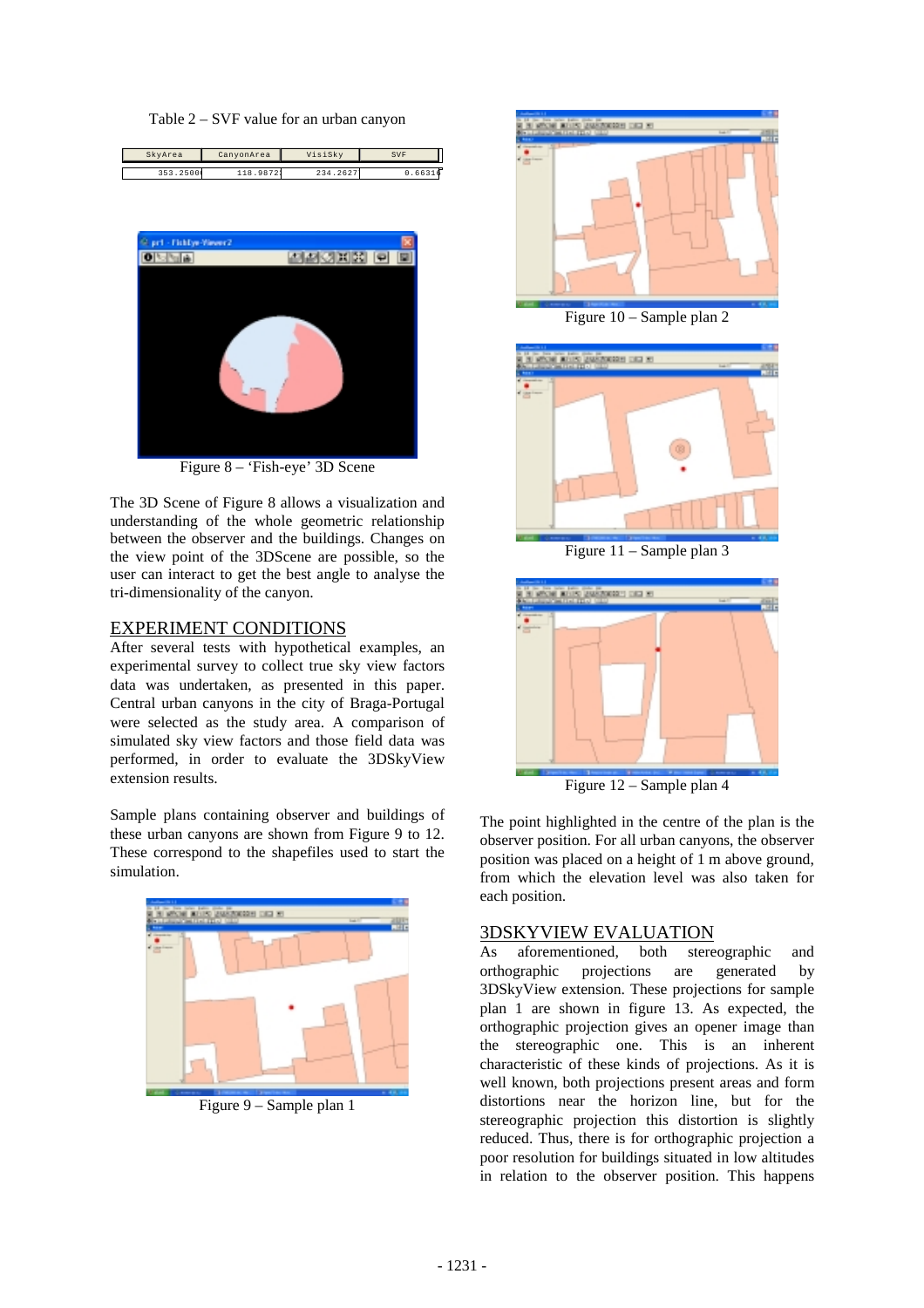Table 2 – SVF value for an urban canyon

| SkyArea | CanyonArea | VisiSky | SVF |
|---|---|---|---|
| 353.2500 | 118.9872 | 234.2627 | 0.6631 |

Figure 8 – 'Fish-eye' 3D Scene

The 3D Scene of Figure 8 allows a visualization and understanding of the whole geometric relationship between the observer and the buildings. Changes on the view point of the 3DScene are possible, so the user can interact to get the best angle to analyse the tri-dimensionality of the canyon.

## EXPERIMENT CONDITIONS

After several tests with hypothetical examples, an experimental survey to collect true sky view factors data was undertaken, as presented in this paper. Central urban canyons in the city of Braga-Portugal were selected as the study area. A comparison of simulated sky view factors and those field data was performed, in order to evaluate the 3DSkyView extension results.

Sample plans containing observer and buildings of these urban canyons are shown from Figure 9 to 12. These correspond to the shapefiles used to start the simulation.

Figure 9 – Sample plan 1

Figure 10 – Sample plan 2

Figure 11 – Sample plan 3

Figure 12 – Sample plan 4

The point highlighted in the centre of the plan is the observer position. For all urban canyons, the observer position was placed on a height of 1 m above ground, from which the elevation level was also taken for each position.

## 3DSKYVIEW EVALUATION

As aforementioned, both stereographic and orthographic projections are generated by 3DSkyView extension. These projections for sample plan 1 are shown in figure 13. As expected, the orthographic projection gives an opener image than the stereographic one. This is an inherent characteristic of these kinds of projections. As it is well known, both projections present areas and form distortions near the horizon line, but for the stereographic projection this distortion is slightly reduced. Thus, there is for orthographic projection a poor resolution for buildings situated in low altitudes in relation to the observer position. This happens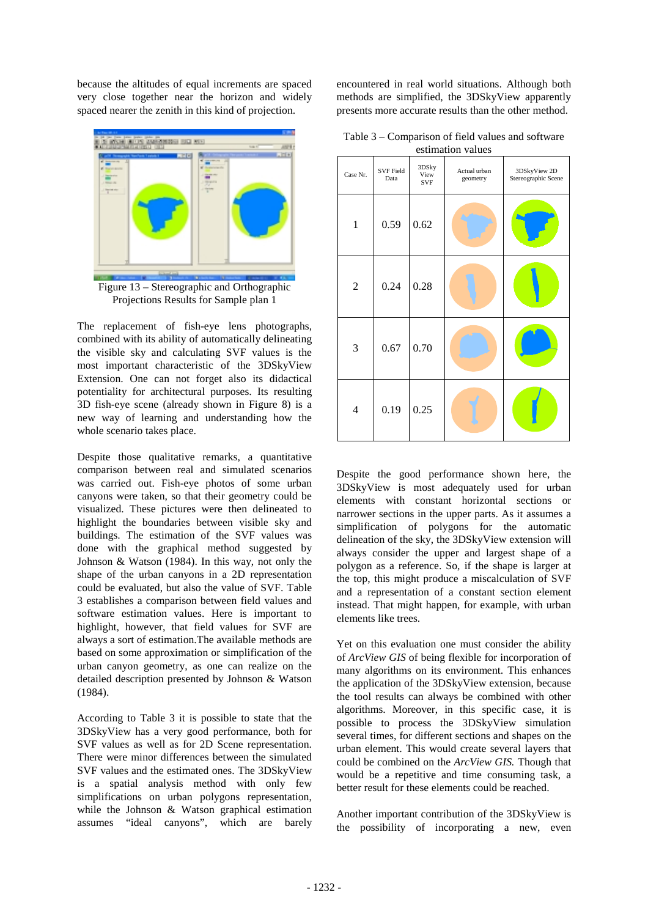because the altitudes of equal increments are spaced very close together near the horizon and widely spaced nearer the zenith in this kind of projection.

Figure 13 – Stereographic and Orthographic Projections Results for Sample plan 1

The replacement of fish-eye lens photographs, combined with its ability of automatically delineating the visible sky and calculating SVF values is the most important characteristic of the 3DSkyView Extension. One can not forget also its didactical potentiality for architectural purposes. Its resulting 3D fish-eye scene (already shown in Figure 8) is a new way of learning and understanding how the whole scenario takes place.

Despite those qualitative remarks, a quantitative comparison between real and simulated scenarios was carried out. Fish-eye photos of some urban canyons were taken, so that their geometry could be visualized. These pictures were then delineated to highlight the boundaries between visible sky and buildings. The estimation of the SVF values was done with the graphical method suggested by Johnson & Watson (1984). In this way, not only the shape of the urban canyons in a 2D representation could be evaluated, but also the value of SVF. Table 3 establishes a comparison between field values and software estimation values. Here is important to highlight, however, that field values for SVF are always a sort of estimation.The available methods are based on some approximation or simplification of the urban canyon geometry, as one can realize on the detailed description presented by Johnson & Watson (1984).

According to Table 3 it is possible to state that the 3DSkyView has a very good performance, both for SVF values as well as for 2D Scene representation. There were minor differences between the simulated SVF values and the estimated ones. The 3DSkyView is a spatial analysis method with only few simplifications on urban polygons representation, while the Johnson & Watson graphical estimation assumes "ideal canyons", which are barely encountered in real world situations. Although both methods are simplified, the 3DSkyView apparently presents more accurate results than the other method.

Table 3 – Comparison of field values and software estimation values

| Case Nr. | SVF Field Data | 3DSky View SVF | Actual urban geometry | 3DSkyView 2D Stereographic Scene |
|---|---|---|---|---|
| 1 | 0.59 | 0.62 | | |
| 2 | 0.24 | 0.28 | | |
| 3 | 0.67 | 0.70 | | |
| 4 | 0.19 | 0.25 | | |

Despite the good performance shown here, the 3DSkyView is most adequately used for urban elements with constant horizontal sections or narrower sections in the upper parts. As it assumes a simplification of polygons for the automatic delineation of the sky, the 3DSkyView extension will always consider the upper and largest shape of a polygon as a reference. So, if the shape is larger at the top, this might produce a miscalculation of SVF and a representation of a constant section element instead. That might happen, for example, with urban elements like trees.

Yet on this evaluation one must consider the ability of *ArcView GIS* of being flexible for incorporation of many algorithms on its environment. This enhances the application of the 3DSkyView extension, because the tool results can always be combined with other algorithms. Moreover, in this specific case, it is possible to process the 3DSkyView simulation several times, for different sections and shapes on the urban element. This would create several layers that could be combined on the *ArcView GIS.* Though that would be a repetitive and time consuming task, a better result for these elements could be reached.

Another important contribution of the 3DSkyView is the possibility of incorporating a new, even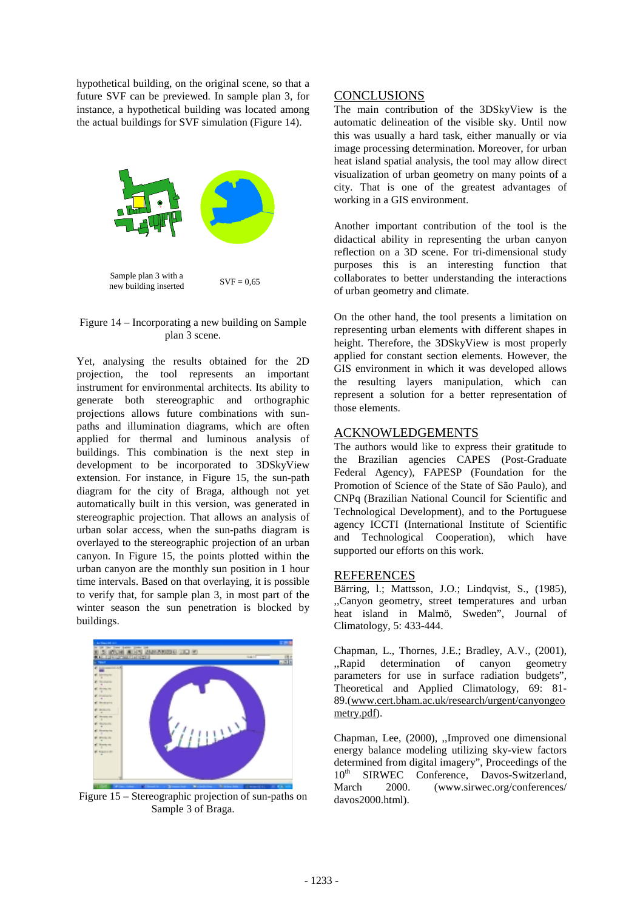hypothetical building, on the original scene, so that a future SVF can be previewed. In sample plan 3, for instance, a hypothetical building was located among the actual buildings for SVF simulation (Figure 14).

Sample plan 3 with a new building inserted

SVF = 0,65

Figure 14 – Incorporating a new building on Sample plan 3 scene.

Yet, analysing the results obtained for the 2D projection, the tool represents an important instrument for environmental architects. Its ability to generate both stereographic and orthographic projections allows future combinations with sun-paths and illumination diagrams, which are often applied for thermal and luminous analysis of buildings. This combination is the next step in development to be incorporated to 3DSkyView extension. For instance, in Figure 15, the sun-path diagram for the city of Braga, although not yet automatically built in this version, was generated in stereographic projection. That allows an analysis of urban solar access, when the sun-paths diagram is overlayed to the stereographic projection of an urban canyon. In Figure 15, the points plotted within the urban canyon are the monthly sun position in 1 hour time intervals. Based on that overlaying, it is possible to verify that, for sample plan 3, in most part of the winter season the sun penetration is blocked by buildings.

Figure 15 – Stereographic projection of sun-paths on Sample 3 of Braga.

## CONCLUSIONS

The main contribution of the 3DSkyView is the automatic delineation of the visible sky. Until now this was usually a hard task, either manually or via image processing determination. Moreover, for urban heat island spatial analysis, the tool may allow direct visualization of urban geometry on many points of a city. That is one of the greatest advantages of working in a GIS environment.

Another important contribution of the tool is the didactical ability in representing the urban canyon reflection on a 3D scene. For tri-dimensional study purposes this is an interesting function that collaborates to better understanding the interactions of urban geometry and climate.

On the other hand, the tool presents a limitation on representing urban elements with different shapes in height. Therefore, the 3DSkyView is most properly applied for constant section elements. However, the GIS environment in which it was developed allows the resulting layers manipulation, which can represent a solution for a better representation of those elements.

## ACKNOWLEDGEMENTS

The authors would like to express their gratitude to the Brazilian agencies CAPES (Post-Graduate Federal Agency), FAPESP (Foundation for the Promotion of Science of the State of São Paulo), and CNPq (Brazilian National Council for Scientific and Technological Development), and to the Portuguese agency ICCTI (International Institute of Scientific and Technological Cooperation), which have supported our efforts on this work.

## REFERENCES

Bärring, l.; Mattsson, J.O.; Lindqvist, S., (1985), „Canyon geometry, street temperatures and urban heat island in Malmö, Sweden", Journal of Climatology, 5: 433-444.

Chapman, L., Thornes, J.E.; Bradley, A.V., (2001), „Rapid determination of canyon geometry parameters for use in surface radiation budgets", Theoretical and Applied Climatology, 69: 81-89.(www.cert.bham.ac.uk/research/urgent/canyongeometry.pdf).

Chapman, Lee, (2000), „Improved one dimensional energy balance modeling utilizing sky-view factors determined from digital imagery", Proceedings of the 10th SIRWEC Conference, Davos-Switzerland, March 2000. (www.sirwec.org/conferences/davos2000.html).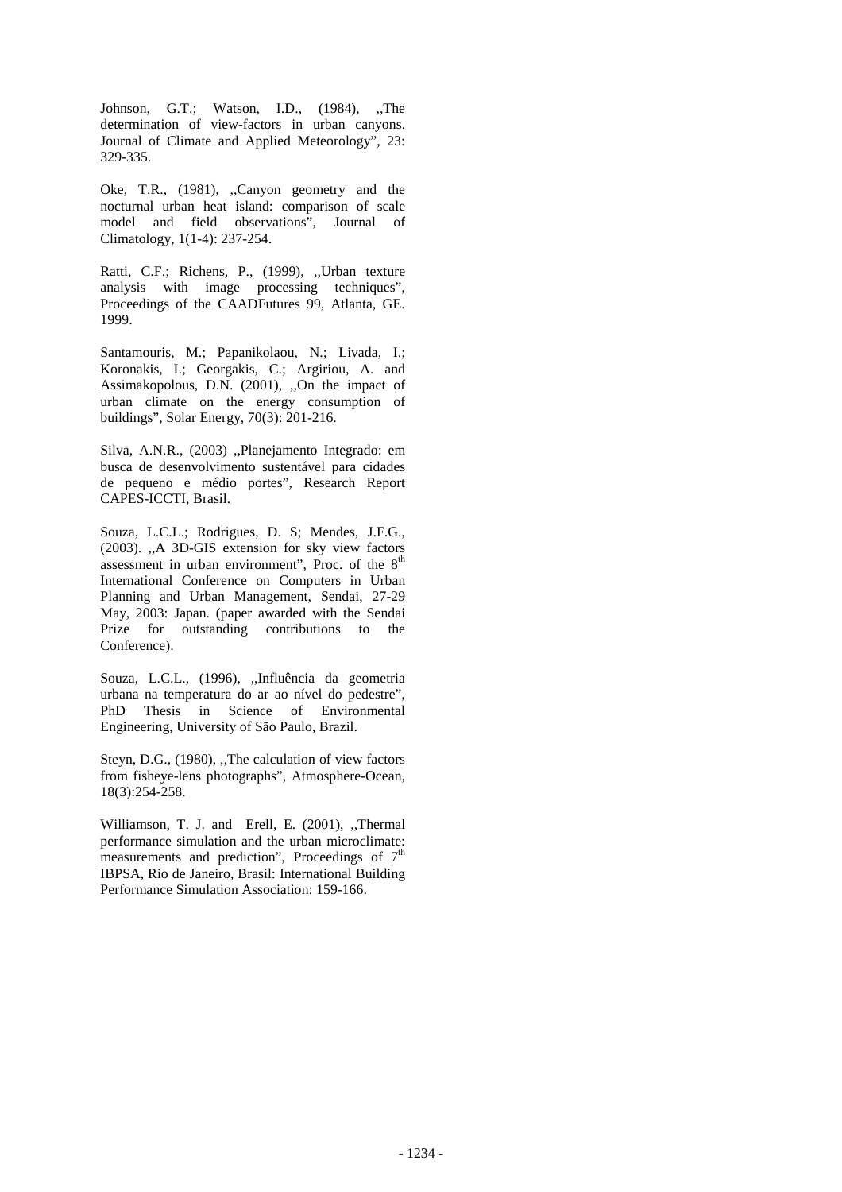Johnson, G.T.; Watson, I.D., (1984), ,,The determination of view-factors in urban canyons. Journal of Climate and Applied Meteorology", 23: 329-335.

Oke, T.R., (1981), ,,Canyon geometry and the nocturnal urban heat island: comparison of scale model and field observations", Journal of Climatology, 1(1-4): 237-254.

Ratti, C.F.; Richens, P., (1999), ,,Urban texture analysis with image processing techniques", Proceedings of the CAADFutures 99, Atlanta, GE. 1999.

Santamouris, M.; Papanikolaou, N.; Livada, I.; Koronakis, I.; Georgakis, C.; Argiriou, A. and Assimakopolous, D.N. (2001), ,,On the impact of urban climate on the energy consumption of buildings", Solar Energy, 70(3): 201-216.

Silva, A.N.R., (2003) ,,Planejamento Integrado: em busca de desenvolvimento sustentável para cidades de pequeno e médio portes", Research Report CAPES-ICCTI, Brasil.

Souza, L.C.L.; Rodrigues, D. S; Mendes, J.F.G., (2003). ,,A 3D-GIS extension for sky view factors assessment in urban environment", Proc. of the 8th International Conference on Computers in Urban Planning and Urban Management, Sendai, 27-29 May, 2003: Japan. (paper awarded with the Sendai Prize for outstanding contributions to the Conference).

Souza, L.C.L., (1996), ,,Influência da geometria urbana na temperatura do ar ao nível do pedestre", PhD Thesis in Science of Environmental Engineering, University of São Paulo, Brazil.

Steyn, D.G., (1980), ,,The calculation of view factors from fisheye-lens photographs", Atmosphere-Ocean, 18(3):254-258.

Williamson, T. J. and Erell, E. (2001), ,,Thermal performance simulation and the urban microclimate: measurements and prediction", Proceedings of 7th IBPSA, Rio de Janeiro, Brasil: International Building Performance Simulation Association: 159-166.